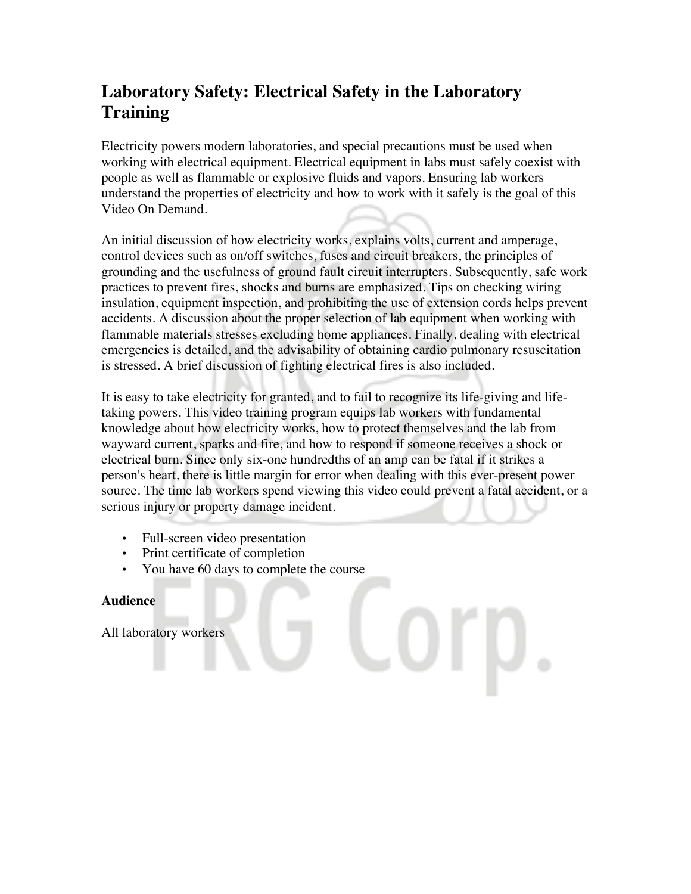# Laboratory Safety: Electrical Safety in the Laboratory Training

Electricity powers modern laboratories, and special precautions must be used when working with electrical equipment. Electrical equipment in labs must safely coexist with people as well as flammable or explosive fluids and vapors. Ensuring lab workers understand the properties of electricity and how to work with it safely is the goal of this Video On Demand.

An initial discussion of how electricity works, explains volts, current and amperage, control devices such as on/off switches, fuses and circuit breakers, the principles of grounding and the usefulness of ground fault circuit interrupters. Subsequently, safe work practices to prevent fires, shocks and burns are emphasized. Tips on checking wiring insulation, equipment inspection, and prohibiting the use of extension cords helps prevent accidents. A discussion about the proper selection of lab equipment when working with flammable materials stresses excluding home appliances. Finally, dealing with electrical emergencies is detailed, and the advisability of obtaining cardio pulmonary resuscitation is stressed. A brief discussion of fighting electrical fires is also included.

It is easy to take electricity for granted, and to fail to recognize its life-giving and life-taking powers. This video training program equips lab workers with fundamental knowledge about how electricity works, how to protect themselves and the lab from wayward current, sparks and fire, and how to respond if someone receives a shock or electrical burn. Since only six-one hundredths of an amp can be fatal if it strikes a person's heart, there is little margin for error when dealing with this ever-present power source. The time lab workers spend viewing this video could prevent a fatal accident, or a serious injury or property damage incident.

- Full-screen video presentation
- Print certificate of completion
- You have 60 days to complete the course

**Audience**

All laboratory workers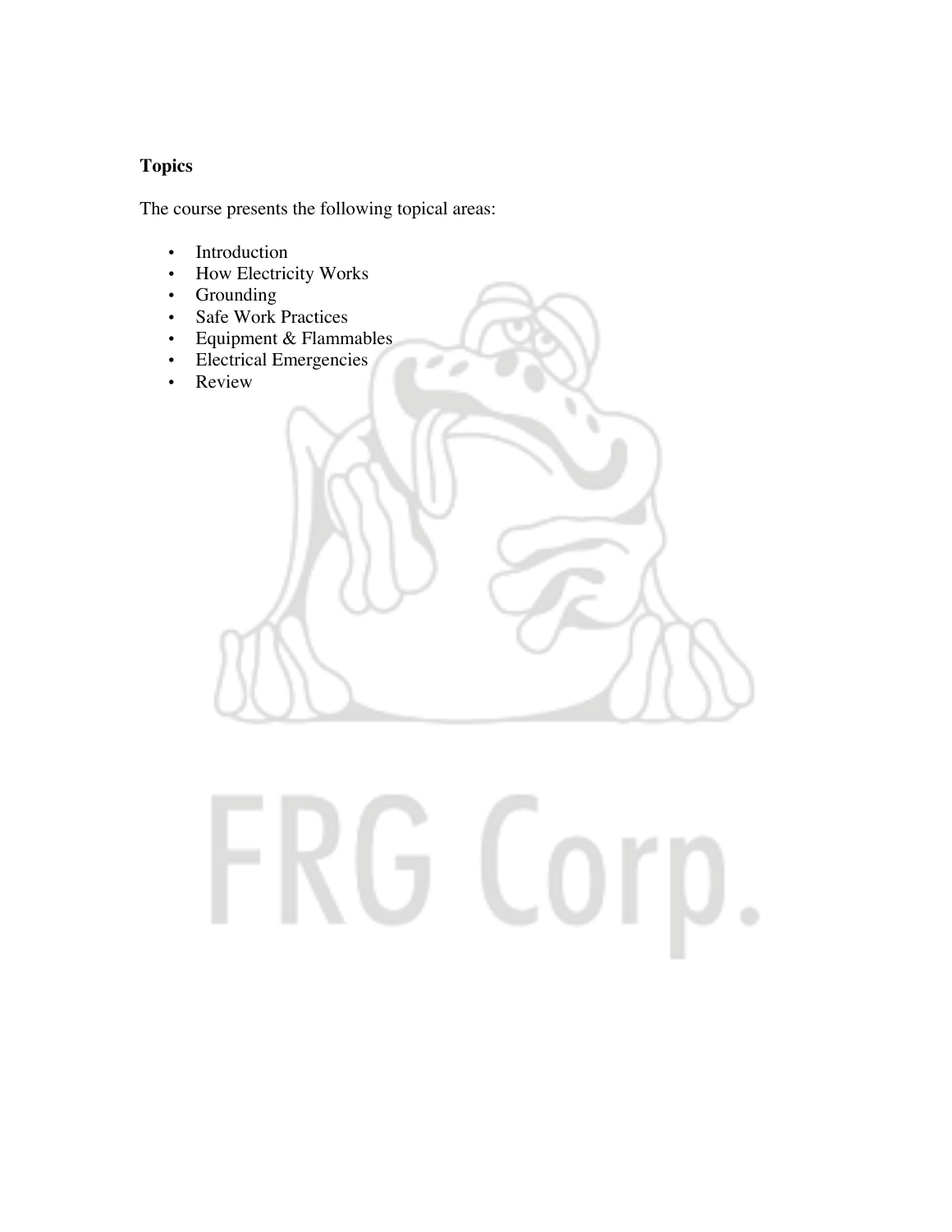**Topics**

The course presents the following topical areas:

- Introduction
- How Electricity Works
- Grounding
- Safe Work Practices
- Equipment & Flammables
- Electrical Emergencies
- Review